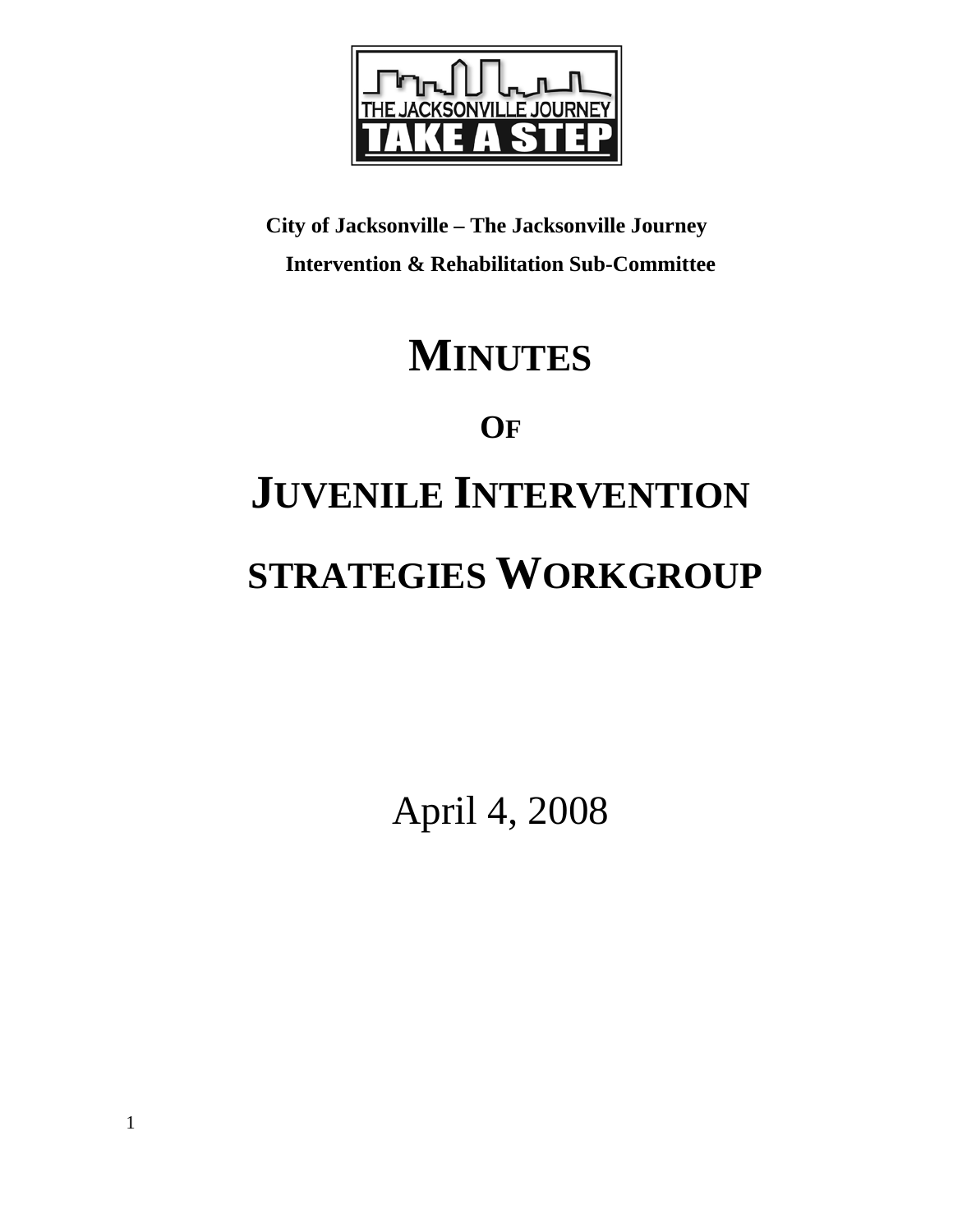**City of Jacksonville – The Jacksonville Journey**

**Intervention & Rehabilitation Sub-Committee**

# MINUTES

# OF

# JUVENILE INTERVENTION STRATEGIES WORKGROUP

April 4, 2008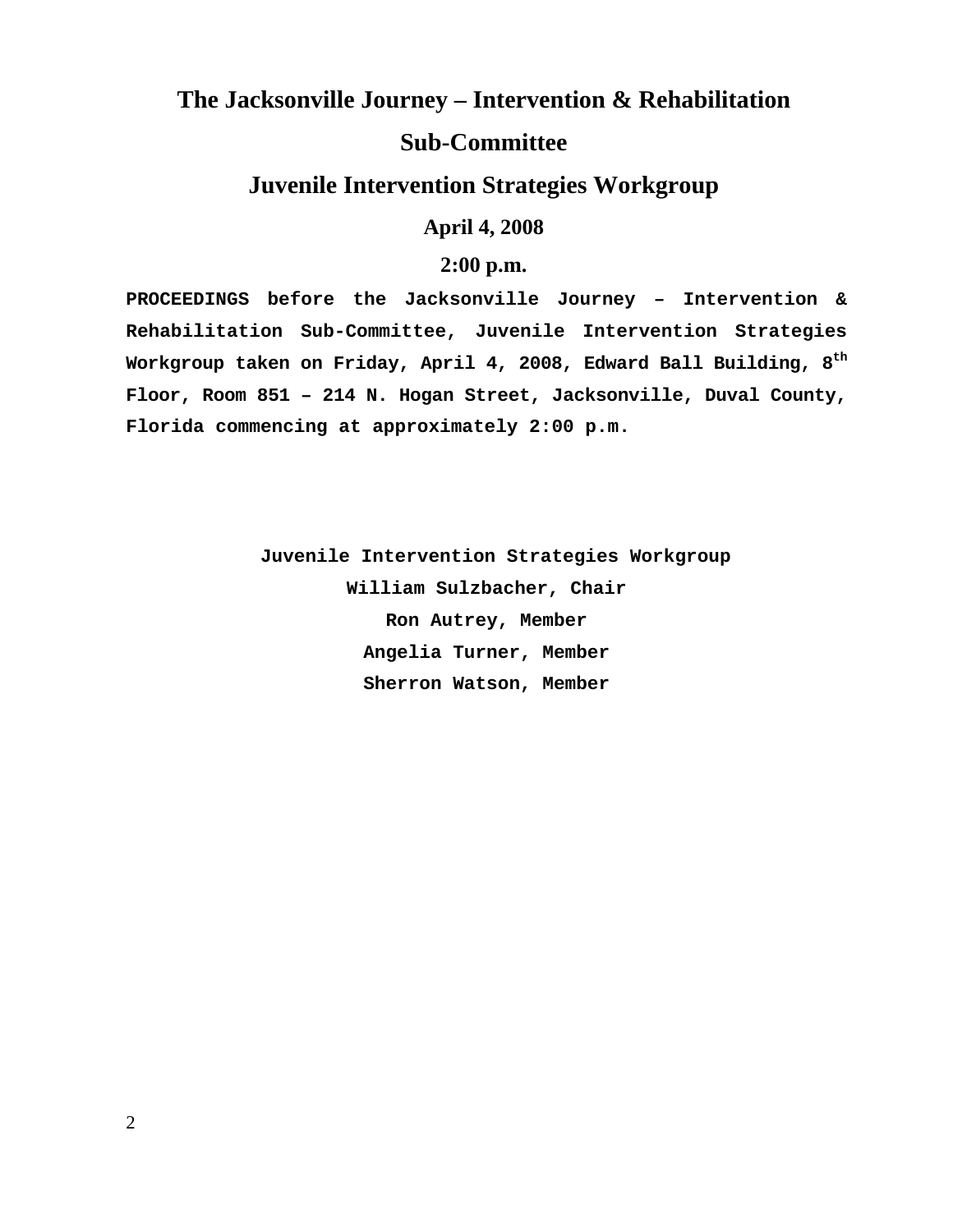# The Jacksonville Journey – Intervention & Rehabilitation Sub-Committee

## Juvenile Intervention Strategies Workgroup

### April 4, 2008

### 2:00 p.m.

**PROCEEDINGS before the Jacksonville Journey – Intervention & Rehabilitation Sub-Committee, Juvenile Intervention Strategies Workgroup taken on Friday, April 4, 2008, Edward Ball Building, 8th Floor, Room 851 – 214 N. Hogan Street, Jacksonville, Duval County, Florida commencing at approximately 2:00 p.m.**

**Juvenile Intervention Strategies Workgroup**
**William Sulzbacher, Chair**
**Ron Autrey, Member**
**Angelia Turner, Member**
**Sherron Watson, Member**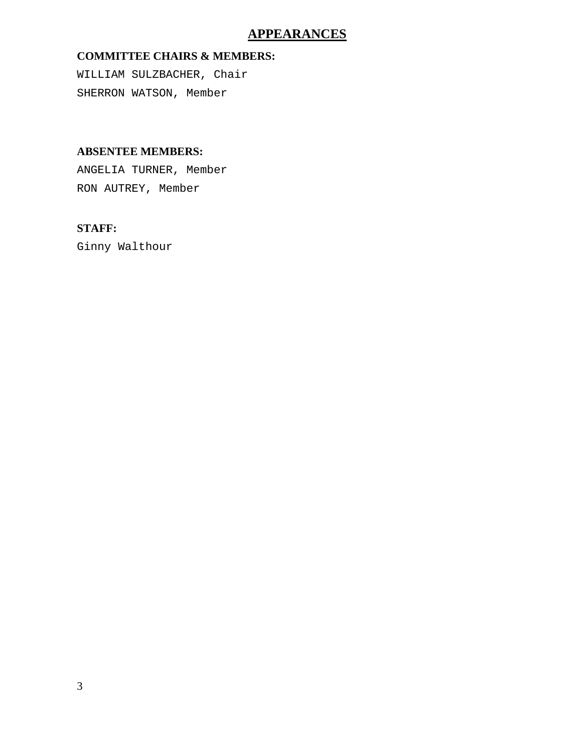# APPEARANCES

**COMMITTEE CHAIRS & MEMBERS:**

WILLIAM SULZBACHER, Chair

SHERRON WATSON, Member

**ABSENTEE MEMBERS:**

ANGELIA TURNER, Member

RON AUTREY, Member

**STAFF:**

Ginny Walthour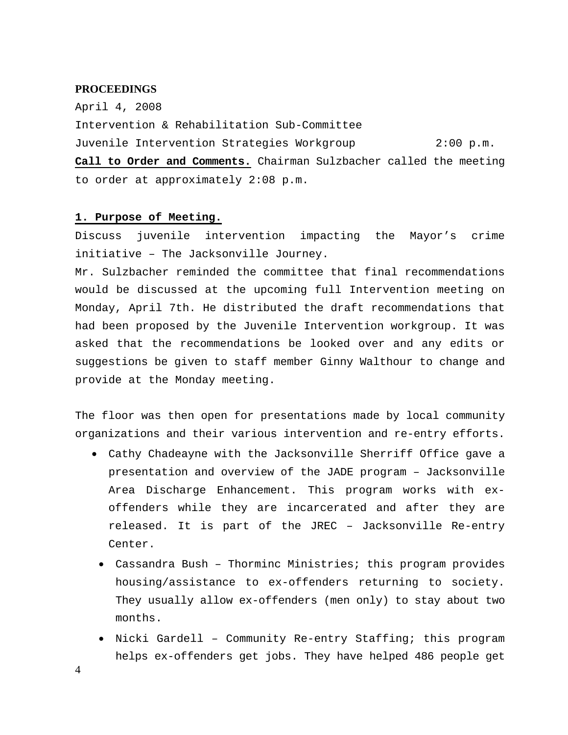**PROCEEDINGS**

April 4, 2008

Intervention & Rehabilitation Sub-Committee

Juvenile Intervention Strategies Workgroup 2:00 p.m.

**Call to Order and Comments.** Chairman Sulzbacher called the meeting to order at approximately 2:08 p.m.

**1. Purpose of Meeting.**

Discuss juvenile intervention impacting the Mayor's crime initiative – The Jacksonville Journey.

Mr. Sulzbacher reminded the committee that final recommendations would be discussed at the upcoming full Intervention meeting on Monday, April 7th. He distributed the draft recommendations that had been proposed by the Juvenile Intervention workgroup. It was asked that the recommendations be looked over and any edits or suggestions be given to staff member Ginny Walthour to change and provide at the Monday meeting.

The floor was then open for presentations made by local community organizations and their various intervention and re-entry efforts.

- Cathy Chadeayne with the Jacksonville Sherriff Office gave a presentation and overview of the JADE program – Jacksonville Area Discharge Enhancement. This program works with ex-offenders while they are incarcerated and after they are released. It is part of the JREC – Jacksonville Re-entry Center.
- Cassandra Bush – Thorminc Ministries; this program provides housing/assistance to ex-offenders returning to society. They usually allow ex-offenders (men only) to stay about two months.
- Nicki Gardell – Community Re-entry Staffing; this program helps ex-offenders get jobs. They have helped 486 people get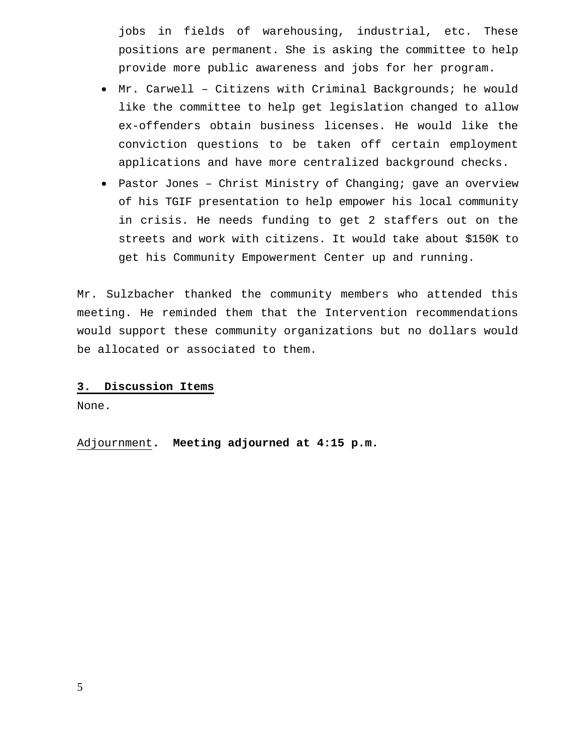jobs in fields of warehousing, industrial, etc. These positions are permanent. She is asking the committee to help provide more public awareness and jobs for her program.

- Mr. Carwell – Citizens with Criminal Backgrounds; he would like the committee to help get legislation changed to allow ex-offenders obtain business licenses. He would like the conviction questions to be taken off certain employment applications and have more centralized background checks.
- Pastor Jones – Christ Ministry of Changing; gave an overview of his TGIF presentation to help empower his local community in crisis. He needs funding to get 2 staffers out on the streets and work with citizens. It would take about $150K to get his Community Empowerment Center up and running.

Mr. Sulzbacher thanked the community members who attended this meeting. He reminded them that the Intervention recommendations would support these community organizations but no dollars would be allocated or associated to them.

**3. Discussion Items**

None.

Adjournment. **Meeting adjourned at 4:15 p.m.**